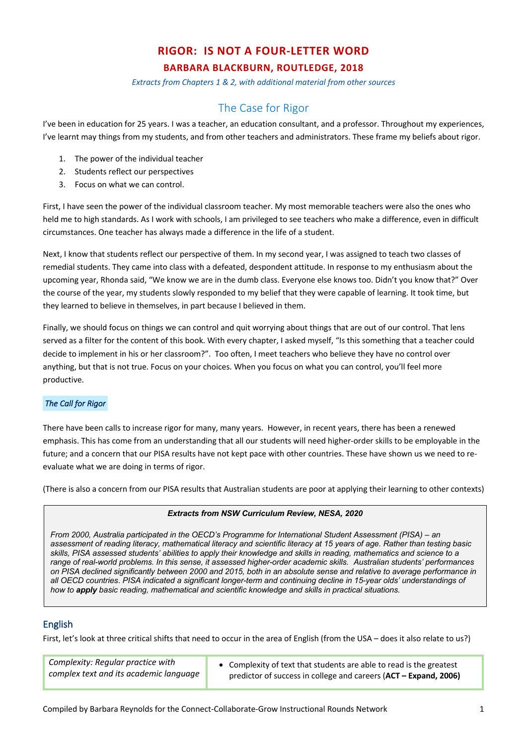# RIGOR: IS NOT A FOUR-LETTER WORD

### BARBARA BLACKBURN, ROUTLEDGE, 2018

*Extracts from Chapters 1 & 2, with additional material from other sources*

## The Case for Rigor

I've been in education for 25 years. I was a teacher, an education consultant, and a professor. Throughout my experiences, I've learnt may things from my students, and from other teachers and administrators. These frame my beliefs about rigor.

1. The power of the individual teacher
2. Students reflect our perspectives
3. Focus on what we can control.

First, I have seen the power of the individual classroom teacher. My most memorable teachers were also the ones who held me to high standards. As I work with schools, I am privileged to see teachers who make a difference, even in difficult circumstances. One teacher has always made a difference in the life of a student.

Next, I know that students reflect our perspective of them. In my second year, I was assigned to teach two classes of remedial students. They came into class with a defeated, despondent attitude. In response to my enthusiasm about the upcoming year, Rhonda said, "We know we are in the dumb class. Everyone else knows too. Didn't you know that?" Over the course of the year, my students slowly responded to my belief that they were capable of learning. It took time, but they learned to believe in themselves, in part because I believed in them.

Finally, we should focus on things we can control and quit worrying about things that are out of our control. That lens served as a filter for the content of this book. With every chapter, I asked myself, "Is this something that a teacher could decide to implement in his or her classroom?". Too often, I meet teachers who believe they have no control over anything, but that is not true. Focus on your choices. When you focus on what you can control, you'll feel more productive.

### *The Call for Rigor*

There have been calls to increase rigor for many, many years. However, in recent years, there has been a renewed emphasis. This has come from an understanding that all our students will need higher-order skills to be employable in the future; and a concern that our PISA results have not kept pace with other countries. These have shown us we need to re-evaluate what we are doing in terms of rigor.

(There is also a concern from our PISA results that Australian students are poor at applying their learning to other contexts)

> ***Extracts from NSW Curriculum Review, NESA, 2020***
>
> *From 2000, Australia participated in the OECD's Programme for International Student Assessment (PISA) – an assessment of reading literacy, mathematical literacy and scientific literacy at 15 years of age. Rather than testing basic skills, PISA assessed students' abilities to apply their knowledge and skills in reading, mathematics and science to a range of real-world problems. In this sense, it assessed higher-order academic skills. Australian students' performances on PISA declined significantly between 2000 and 2015, both in an absolute sense and relative to average performance in all OECD countries. PISA indicated a significant longer-term and continuing decline in 15-year olds' understandings of how to **apply** basic reading, mathematical and scientific knowledge and skills in practical situations.*

## English

First, let's look at three critical shifts that need to occur in the area of English (from the USA – does it also relate to us?)

| | |
|---|---|
| *Complexity: Regular practice with complex text and its academic language* | • Complexity of text that students are able to read is the greatest predictor of success in college and careers (**ACT – Expand, 2006)** |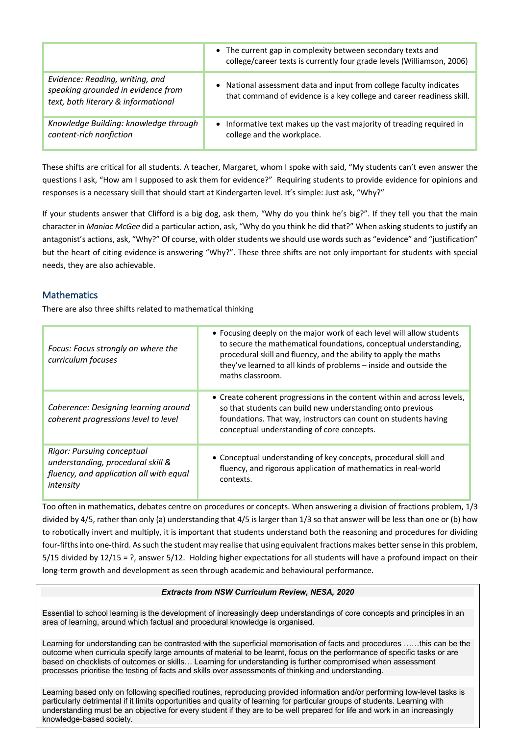|  |  |
| --- | --- |
|  | • The current gap in complexity between secondary texts and college/career texts is currently four grade levels (Williamson, 2006) |
| *Evidence: Reading, writing, and speaking grounded in evidence from text, both literary & informational* | • National assessment data and input from college faculty indicates that command of evidence is a key college and career readiness skill. |
| *Knowledge Building: knowledge through content-rich nonfiction* | • Informative text makes up the vast majority of treading required in college and the workplace. |

These shifts are critical for all students. A teacher, Margaret, whom I spoke with said, "My students can't even answer the questions I ask, "How am I supposed to ask them for evidence?" Requiring students to provide evidence for opinions and responses is a necessary skill that should start at Kindergarten level. It's simple: Just ask, "Why?"

If your students answer that Clifford is a big dog, ask them, "Why do you think he's big?". If they tell you that the main character in *Maniac McGee* did a particular action, ask, "Why do you think he did that?" When asking students to justify an antagonist's actions, ask, "Why?" Of course, with older students we should use words such as "evidence" and "justification" but the heart of citing evidence is answering "Why?". These three shifts are not only important for students with special needs, they are also achievable.

## Mathematics

There are also three shifts related to mathematical thinking

|  |  |
| --- | --- |
| *Focus: Focus strongly on where the curriculum focuses* | • Focusing deeply on the major work of each level will allow students to secure the mathematical foundations, conceptual understanding, procedural skill and fluency, and the ability to apply the maths they've learned to all kinds of problems – inside and outside the maths classroom. |
| *Coherence: Designing learning around coherent progressions level to level* | • Create coherent progressions in the content within and across levels, so that students can build new understanding onto previous foundations. That way, instructors can count on students having conceptual understanding of core concepts. |
| *Rigor: Pursuing conceptual understanding, procedural skill & fluency, and application all with equal intensity* | • Conceptual understanding of key concepts, procedural skill and fluency, and rigorous application of mathematics in real-world contexts. |

Too often in mathematics, debates centre on procedures or concepts. When answering a division of fractions problem, 1/3 divided by 4/5, rather than only (a) understanding that 4/5 is larger than 1/3 so that answer will be less than one or (b) how to robotically invert and multiply, it is important that students understand both the reasoning and procedures for dividing four-fifths into one-third. As such the student may realise that using equivalent fractions makes better sense in this problem, 5/15 divided by 12/15 = ?, answer 5/12. Holding higher expectations for all students will have a profound impact on their long-term growth and development as seen through academic and behavioural performance.

***Extracts from NSW Curriculum Review, NESA, 2020***

Essential to school learning is the development of increasingly deep understandings of core concepts and principles in an area of learning, around which factual and procedural knowledge is organised.

Learning for understanding can be contrasted with the superficial memorisation of facts and procedures ……this can be the outcome when curricula specify large amounts of material to be learnt, focus on the performance of specific tasks or are based on checklists of outcomes or skills… Learning for understanding is further compromised when assessment processes prioritise the testing of facts and skills over assessments of thinking and understanding.

Learning based only on following specified routines, reproducing provided information and/or performing low-level tasks is particularly detrimental if it limits opportunities and quality of learning for particular groups of students. Learning with understanding must be an objective for every student if they are to be well prepared for life and work in an increasingly knowledge-based society.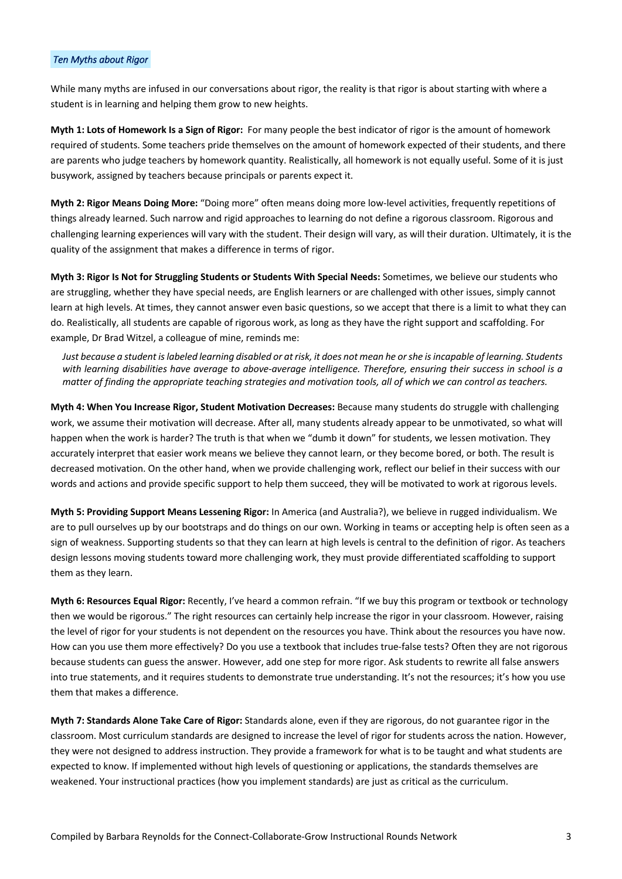## *Ten Myths about Rigor*

While many myths are infused in our conversations about rigor, the reality is that rigor is about starting with where a student is in learning and helping them grow to new heights.

**Myth 1: Lots of Homework Is a Sign of Rigor:** For many people the best indicator of rigor is the amount of homework required of students. Some teachers pride themselves on the amount of homework expected of their students, and there are parents who judge teachers by homework quantity. Realistically, all homework is not equally useful. Some of it is just busywork, assigned by teachers because principals or parents expect it.

**Myth 2: Rigor Means Doing More:** "Doing more" often means doing more low-level activities, frequently repetitions of things already learned. Such narrow and rigid approaches to learning do not define a rigorous classroom. Rigorous and challenging learning experiences will vary with the student. Their design will vary, as will their duration. Ultimately, it is the quality of the assignment that makes a difference in terms of rigor.

**Myth 3: Rigor Is Not for Struggling Students or Students With Special Needs:** Sometimes, we believe our students who are struggling, whether they have special needs, are English learners or are challenged with other issues, simply cannot learn at high levels. At times, they cannot answer even basic questions, so we accept that there is a limit to what they can do. Realistically, all students are capable of rigorous work, as long as they have the right support and scaffolding. For example, Dr Brad Witzel, a colleague of mine, reminds me:

> *Just because a student is labeled learning disabled or at risk, it does not mean he or she is incapable of learning. Students with learning disabilities have average to above-average intelligence. Therefore, ensuring their success in school is a matter of finding the appropriate teaching strategies and motivation tools, all of which we can control as teachers.*

**Myth 4: When You Increase Rigor, Student Motivation Decreases:** Because many students do struggle with challenging work, we assume their motivation will decrease. After all, many students already appear to be unmotivated, so what will happen when the work is harder? The truth is that when we "dumb it down" for students, we lessen motivation. They accurately interpret that easier work means we believe they cannot learn, or they become bored, or both. The result is decreased motivation. On the other hand, when we provide challenging work, reflect our belief in their success with our words and actions and provide specific support to help them succeed, they will be motivated to work at rigorous levels.

**Myth 5: Providing Support Means Lessening Rigor:** In America (and Australia?), we believe in rugged individualism. We are to pull ourselves up by our bootstraps and do things on our own. Working in teams or accepting help is often seen as a sign of weakness. Supporting students so that they can learn at high levels is central to the definition of rigor. As teachers design lessons moving students toward more challenging work, they must provide differentiated scaffolding to support them as they learn.

**Myth 6: Resources Equal Rigor:** Recently, I've heard a common refrain. "If we buy this program or textbook or technology then we would be rigorous." The right resources can certainly help increase the rigor in your classroom. However, raising the level of rigor for your students is not dependent on the resources you have. Think about the resources you have now. How can you use them more effectively? Do you use a textbook that includes true-false tests? Often they are not rigorous because students can guess the answer. However, add one step for more rigor. Ask students to rewrite all false answers into true statements, and it requires students to demonstrate true understanding. It's not the resources; it's how you use them that makes a difference.

**Myth 7: Standards Alone Take Care of Rigor:** Standards alone, even if they are rigorous, do not guarantee rigor in the classroom. Most curriculum standards are designed to increase the level of rigor for students across the nation. However, they were not designed to address instruction. They provide a framework for what is to be taught and what students are expected to know. If implemented without high levels of questioning or applications, the standards themselves are weakened. Your instructional practices (how you implement standards) are just as critical as the curriculum.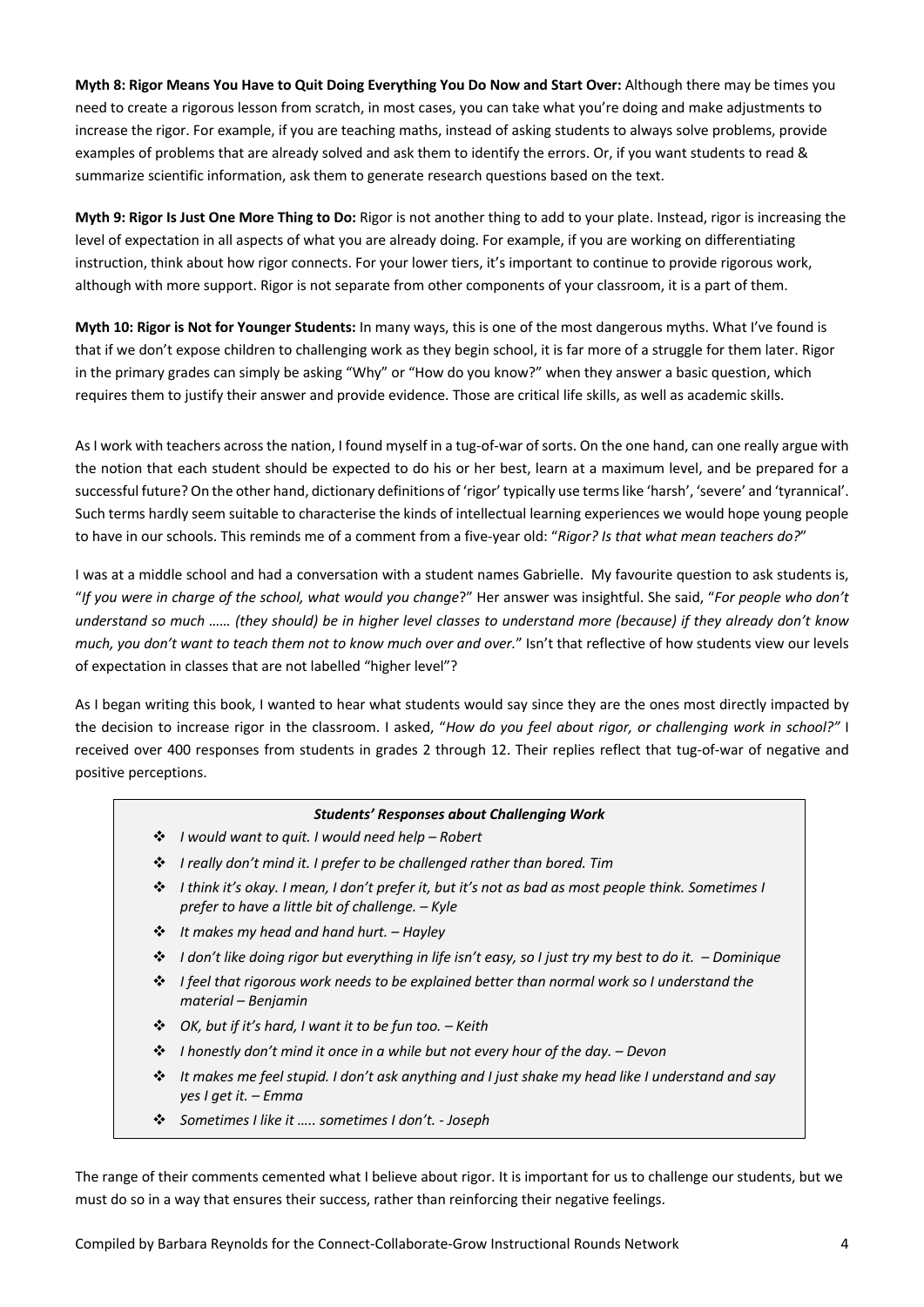**Myth 8: Rigor Means You Have to Quit Doing Everything You Do Now and Start Over:** Although there may be times you need to create a rigorous lesson from scratch, in most cases, you can take what you're doing and make adjustments to increase the rigor. For example, if you are teaching maths, instead of asking students to always solve problems, provide examples of problems that are already solved and ask them to identify the errors. Or, if you want students to read & summarize scientific information, ask them to generate research questions based on the text.

**Myth 9: Rigor Is Just One More Thing to Do:** Rigor is not another thing to add to your plate. Instead, rigor is increasing the level of expectation in all aspects of what you are already doing. For example, if you are working on differentiating instruction, think about how rigor connects. For your lower tiers, it's important to continue to provide rigorous work, although with more support. Rigor is not separate from other components of your classroom, it is a part of them.

**Myth 10: Rigor is Not for Younger Students:** In many ways, this is one of the most dangerous myths. What I've found is that if we don't expose children to challenging work as they begin school, it is far more of a struggle for them later. Rigor in the primary grades can simply be asking "Why" or "How do you know?" when they answer a basic question, which requires them to justify their answer and provide evidence. Those are critical life skills, as well as academic skills.

As I work with teachers across the nation, I found myself in a tug-of-war of sorts. On the one hand, can one really argue with the notion that each student should be expected to do his or her best, learn at a maximum level, and be prepared for a successful future? On the other hand, dictionary definitions of 'rigor' typically use terms like 'harsh', 'severe' and 'tyrannical'. Such terms hardly seem suitable to characterise the kinds of intellectual learning experiences we would hope young people to have in our schools. This reminds me of a comment from a five-year old: "*Rigor? Is that what mean teachers do?*"

I was at a middle school and had a conversation with a student names Gabrielle. My favourite question to ask students is, "*If you were in charge of the school, what would you change*?" Her answer was insightful. She said, "*For people who don't understand so much …… (they should) be in higher level classes to understand more (because) if they already don't know much, you don't want to teach them not to know much over and over.*" Isn't that reflective of how students view our levels of expectation in classes that are not labelled "higher level"?

As I began writing this book, I wanted to hear what students would say since they are the ones most directly impacted by the decision to increase rigor in the classroom. I asked, "*How do you feel about rigor, or challenging work in school?*" I received over 400 responses from students in grades 2 through 12. Their replies reflect that tug-of-war of negative and positive perceptions.

***Students' Responses about Challenging Work***

- *I would want to quit. I would need help – Robert*
- *I really don't mind it. I prefer to be challenged rather than bored. Tim*
- *I think it's okay. I mean, I don't prefer it, but it's not as bad as most people think. Sometimes I prefer to have a little bit of challenge. – Kyle*
- *It makes my head and hand hurt. – Hayley*
- *I don't like doing rigor but everything in life isn't easy, so I just try my best to do it. – Dominique*
- *I feel that rigorous work needs to be explained better than normal work so I understand the material – Benjamin*
- *OK, but if it's hard, I want it to be fun too. – Keith*
- *I honestly don't mind it once in a while but not every hour of the day. – Devon*
- *It makes me feel stupid. I don't ask anything and I just shake my head like I understand and say yes I get it. – Emma*
- *Sometimes I like it ….. sometimes I don't. - Joseph*

The range of their comments cemented what I believe about rigor. It is important for us to challenge our students, but we must do so in a way that ensures their success, rather than reinforcing their negative feelings.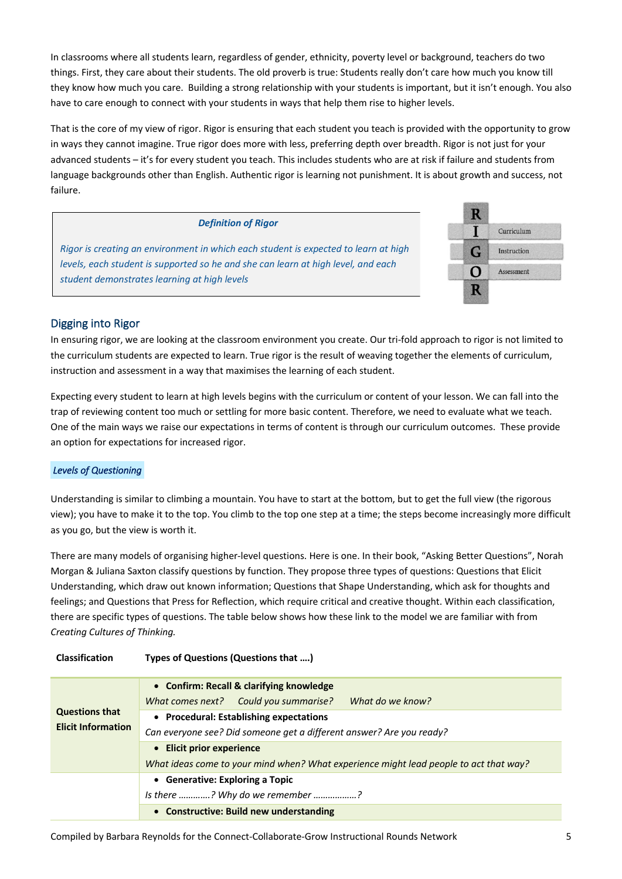In classrooms where all students learn, regardless of gender, ethnicity, poverty level or background, teachers do two things. First, they care about their students. The old proverb is true: Students really don't care how much you know till they know how much you care. Building a strong relationship with your students is important, but it isn't enough. You also have to care enough to connect with your students in ways that help them rise to higher levels.

That is the core of my view of rigor. Rigor is ensuring that each student you teach is provided with the opportunity to grow in ways they cannot imagine. True rigor does more with less, preferring depth over breadth. Rigor is not just for your advanced students – it's for every student you teach. This includes students who are at risk if failure and students from language backgrounds other than English. Authentic rigor is learning not punishment. It is about growth and success, not failure.

> ***Definition of Rigor***
>
> *Rigor is creating an environment in which each student is expected to learn at high levels, each student is supported so he and she can learn at high level, and each student demonstrates learning at high levels*

| | |
|---|---|
| R | |
| I | Curriculum |
| G | Instruction |
| O | Assessment |
| R | |

## Digging into Rigor

In ensuring rigor, we are looking at the classroom environment you create. Our tri-fold approach to rigor is not limited to the curriculum students are expected to learn. True rigor is the result of weaving together the elements of curriculum, instruction and assessment in a way that maximises the learning of each student.

Expecting every student to learn at high levels begins with the curriculum or content of your lesson. We can fall into the trap of reviewing content too much or settling for more basic content. Therefore, we need to evaluate what we teach. One of the main ways we raise our expectations in terms of content is through our curriculum outcomes. These provide an option for expectations for increased rigor.

### *Levels of Questioning*

Understanding is similar to climbing a mountain. You have to start at the bottom, but to get the full view (the rigorous view); you have to make it to the top. You climb to the top one step at a time; the steps become increasingly more difficult as you go, but the view is worth it.

There are many models of organising higher-level questions. Here is one. In their book, "Asking Better Questions", Norah Morgan & Juliana Saxton classify questions by function. They propose three types of questions: Questions that Elicit Understanding, which draw out known information; Questions that Shape Understanding, which ask for thoughts and feelings; and Questions that Press for Reflection, which require critical and creative thought. Within each classification, there are specific types of questions. The table below shows how these link to the model we are familiar with from *Creating Cultures of Thinking.*

| Classification | Types of Questions (Questions that ….) |
|---|---|
| **Questions that Elicit Information** | • **Confirm: Recall & clarifying knowledge**<br>*What comes next?   Could you summarise?   What do we know?* |
| | • **Procedural: Establishing expectations**<br>*Can everyone see? Did someone get a different answer? Are you ready?* |
| | • **Elicit prior experience**<br>*What ideas come to your mind when? What experience might lead people to act that way?* |
| | • **Generative: Exploring a Topic**<br>*Is there …………? Why do we remember ………………?* |
| | • **Constructive: Build new understanding** |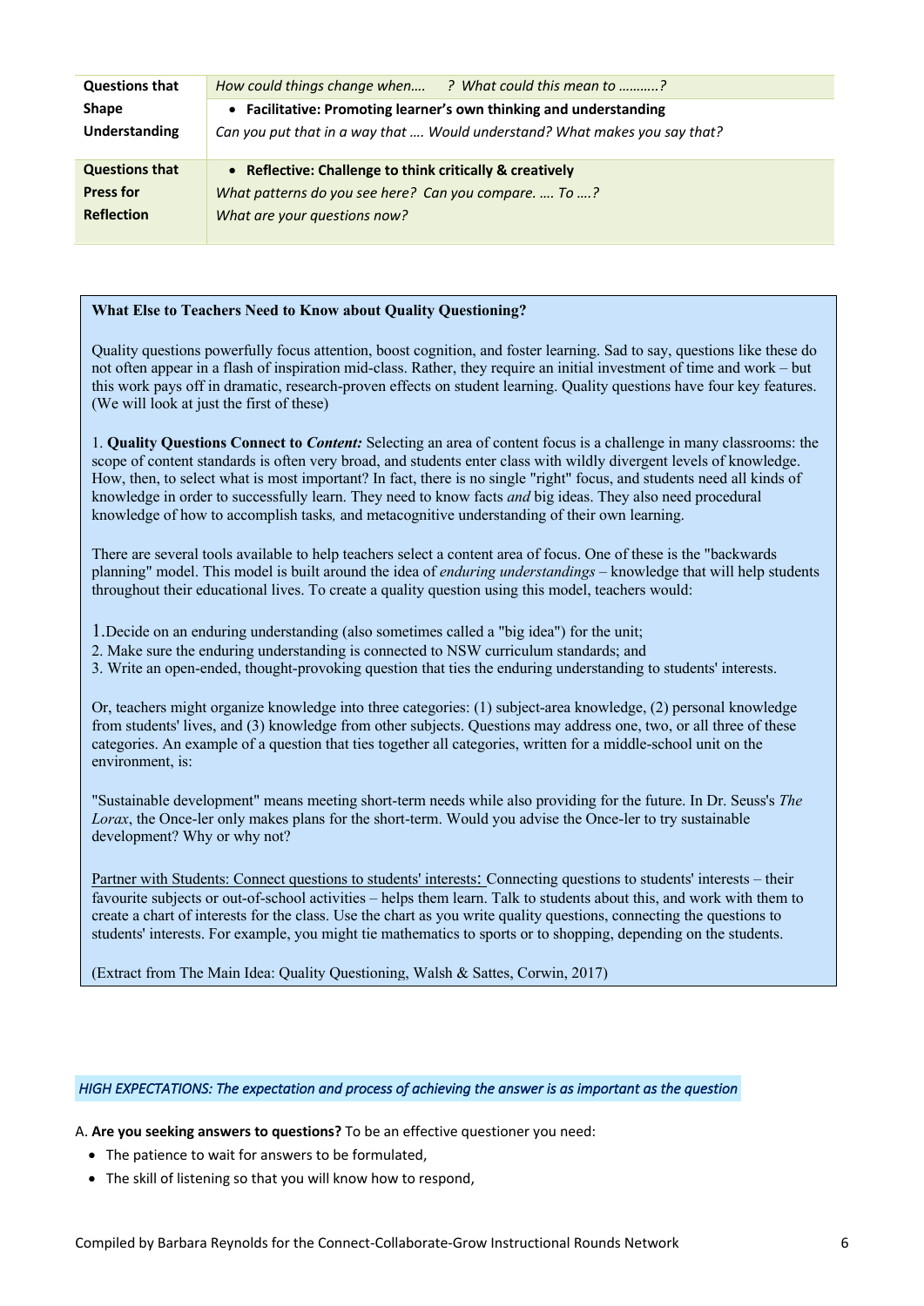| Questions that Shape Understanding | *How could things change when….  ? What could this mean to ………..?*<br>• **Facilitative: Promoting learner's own thinking and understanding**<br>*Can you put that in a way that …. Would understand? What makes you say that?* |
|---|---|
| **Questions that Press for Reflection** | • **Reflective: Challenge to think critically & creatively**<br>*What patterns do you see here? Can you compare. …. To ….?*<br>*What are your questions now?* |

**What Else to Teachers Need to Know about Quality Questioning?**

Quality questions powerfully focus attention, boost cognition, and foster learning. Sad to say, questions like these do not often appear in a flash of inspiration mid-class. Rather, they require an initial investment of time and work – but this work pays off in dramatic, research-proven effects on student learning. Quality questions have four key features. (We will look at just the first of these)

1. **Quality Questions Connect to *Content:*** Selecting an area of content focus is a challenge in many classrooms: the scope of content standards is often very broad, and students enter class with wildly divergent levels of knowledge. How, then, to select what is most important? In fact, there is no single "right" focus, and students need all kinds of knowledge in order to successfully learn. They need to know facts *and* big ideas. They also need procedural knowledge of how to accomplish tasks*,* and metacognitive understanding of their own learning.

There are several tools available to help teachers select a content area of focus. One of these is the "backwards planning" model. This model is built around the idea of *enduring understandings* – knowledge that will help students throughout their educational lives. To create a quality question using this model, teachers would:

1. Decide on an enduring understanding (also sometimes called a "big idea") for the unit;
2. Make sure the enduring understanding is connected to NSW curriculum standards; and
3. Write an open-ended, thought-provoking question that ties the enduring understanding to students' interests.

Or, teachers might organize knowledge into three categories: (1) subject-area knowledge, (2) personal knowledge from students' lives, and (3) knowledge from other subjects. Questions may address one, two, or all three of these categories. An example of a question that ties together all categories, written for a middle-school unit on the environment, is:

"Sustainable development" means meeting short-term needs while also providing for the future. In Dr. Seuss's *The Lorax*, the Once-ler only makes plans for the short-term. Would you advise the Once-ler to try sustainable development? Why or why not?

<u>Partner with Students: Connect questions to students' interests:</u> Connecting questions to students' interests – their favourite subjects or out-of-school activities – helps them learn. Talk to students about this, and work with them to create a chart of interests for the class. Use the chart as you write quality questions, connecting the questions to students' interests. For example, you might tie mathematics to sports or to shopping, depending on the students.

(Extract from The Main Idea: Quality Questioning, Walsh & Sattes, Corwin, 2017)

*HIGH EXPECTATIONS: The expectation and process of achieving the answer is as important as the question*

A. **Are you seeking answers to questions?** To be an effective questioner you need:

- The patience to wait for answers to be formulated,
- The skill of listening so that you will know how to respond,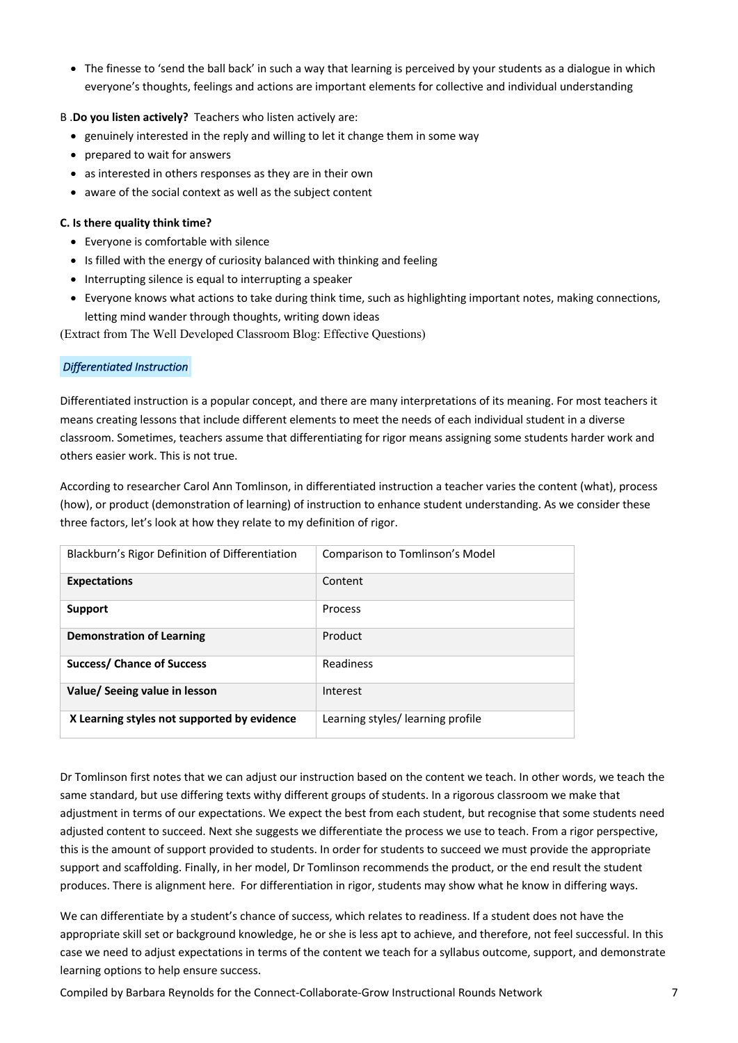- The finesse to 'send the ball back' in such a way that learning is perceived by your students as a dialogue in which everyone's thoughts, feelings and actions are important elements for collective and individual understanding

B .**Do you listen actively?** Teachers who listen actively are:

- genuinely interested in the reply and willing to let it change them in some way
- prepared to wait for answers
- as interested in others responses as they are in their own
- aware of the social context as well as the subject content

**C. Is there quality think time?**

- Everyone is comfortable with silence
- Is filled with the energy of curiosity balanced with thinking and feeling
- Interrupting silence is equal to interrupting a speaker
- Everyone knows what actions to take during think time, such as highlighting important notes, making connections, letting mind wander through thoughts, writing down ideas

(Extract from The Well Developed Classroom Blog: Effective Questions)

*Differentiated Instruction*

Differentiated instruction is a popular concept, and there are many interpretations of its meaning. For most teachers it means creating lessons that include different elements to meet the needs of each individual student in a diverse classroom. Sometimes, teachers assume that differentiating for rigor means assigning some students harder work and others easier work. This is not true.

According to researcher Carol Ann Tomlinson, in differentiated instruction a teacher varies the content (what), process (how), or product (demonstration of learning) of instruction to enhance student understanding. As we consider these three factors, let's look at how they relate to my definition of rigor.

| Blackburn's Rigor Definition of Differentiation | Comparison to Tomlinson's Model |
|---|---|
| **Expectations** | Content |
| **Support** | Process |
| **Demonstration of Learning** | Product |
| **Success/ Chance of Success** | Readiness |
| **Value/ Seeing value in lesson** | Interest |
| **X Learning styles not supported by evidence** | Learning styles/ learning profile |

Dr Tomlinson first notes that we can adjust our instruction based on the content we teach. In other words, we teach the same standard, but use differing texts withy different groups of students. In a rigorous classroom we make that adjustment in terms of our expectations. We expect the best from each student, but recognise that some students need adjusted content to succeed. Next she suggests we differentiate the process we use to teach. From a rigor perspective, this is the amount of support provided to students. In order for students to succeed we must provide the appropriate support and scaffolding. Finally, in her model, Dr Tomlinson recommends the product, or the end result the student produces. There is alignment here. For differentiation in rigor, students may show what he know in differing ways.

We can differentiate by a student's chance of success, which relates to readiness. If a student does not have the appropriate skill set or background knowledge, he or she is less apt to achieve, and therefore, not feel successful. In this case we need to adjust expectations in terms of the content we teach for a syllabus outcome, support, and demonstrate learning options to help ensure success.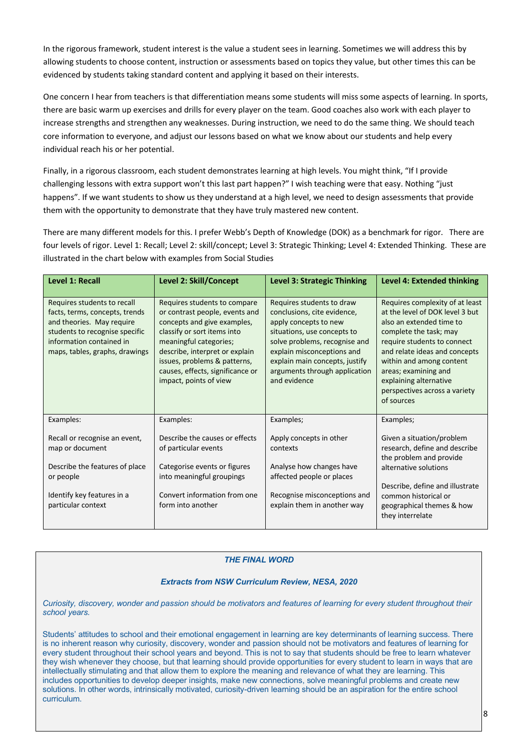In the rigorous framework, student interest is the value a student sees in learning. Sometimes we will address this by allowing students to choose content, instruction or assessments based on topics they value, but other times this can be evidenced by students taking standard content and applying it based on their interests.

One concern I hear from teachers is that differentiation means some students will miss some aspects of learning. In sports, there are basic warm up exercises and drills for every player on the team. Good coaches also work with each player to increase strengths and strengthen any weaknesses. During instruction, we need to do the same thing. We should teach core information to everyone, and adjust our lessons based on what we know about our students and help every individual reach his or her potential.

Finally, in a rigorous classroom, each student demonstrates learning at high levels. You might think, "If I provide challenging lessons with extra support won't this last part happen?" I wish teaching were that easy. Nothing "just happens". If we want students to show us they understand at a high level, we need to design assessments that provide them with the opportunity to demonstrate that they have truly mastered new content.

There are many different models for this. I prefer Webb's Depth of Knowledge (DOK) as a benchmark for rigor. There are four levels of rigor. Level 1: Recall; Level 2: skill/concept; Level 3: Strategic Thinking; Level 4: Extended Thinking. These are illustrated in the chart below with examples from Social Studies

| **Level 1: Recall** | **Level 2: Skill/Concept** | **Level 3: Strategic Thinking** | **Level 4: Extended thinking** |
|---|---|---|---|
| Requires students to recall facts, terms, concepts, trends and theories. May require students to recognise specific information contained in maps, tables, graphs, drawings | Requires students to compare or contrast people, events and concepts and give examples, classify or sort items into meaningful categories; describe, interpret or explain issues, problems & patterns, causes, effects, significance or impact, points of view | Requires students to draw conclusions, cite evidence, apply concepts to new situations, use concepts to solve problems, recognise and explain misconceptions and explain main concepts, justify arguments through application and evidence | Requires complexity of at least at the level of DOK level 3 but also an extended time to complete the task; may require students to connect and relate ideas and concepts within and among content areas; examining and explaining alternative perspectives across a variety of sources |
| Examples:<br><br>Recall or recognise an event, map or document<br><br>Describe the features of place or people<br><br>Identify key features in a particular context | Examples:<br><br>Describe the causes or effects of particular events<br><br>Categorise events or figures into meaningful groupings<br><br>Convert information from one form into another | Examples;<br><br>Apply concepts in other contexts<br><br>Analyse how changes have affected people or places<br><br>Recognise misconceptions and explain them in another way | Examples;<br><br>Given a situation/problem research, define and describe the problem and provide alternative solutions<br><br>Describe, define and illustrate common historical or geographical themes & how they interrelate |

***THE FINAL WORD***

***Extracts from NSW Curriculum Review, NESA, 2020***

*Curiosity, discovery, wonder and passion should be motivators and features of learning for every student throughout their school years.*

Students' attitudes to school and their emotional engagement in learning are key determinants of learning success. There is no inherent reason why curiosity, discovery, wonder and passion should not be motivators and features of learning for every student throughout their school years and beyond. This is not to say that students should be free to learn whatever they wish whenever they choose, but that learning should provide opportunities for every student to learn in ways that are intellectually stimulating and that allow them to explore the meaning and relevance of what they are learning. This includes opportunities to develop deeper insights, make new connections, solve meaningful problems and create new solutions. In other words, intrinsically motivated, curiosity-driven learning should be an aspiration for the entire school curriculum.